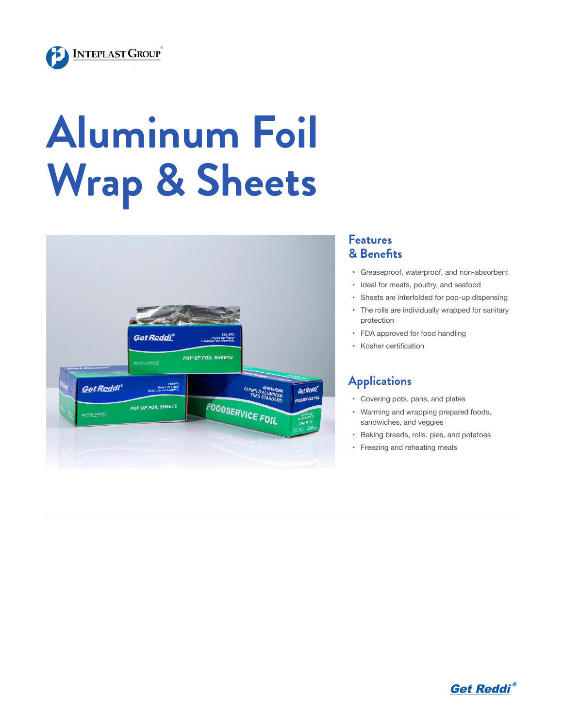# Aluminum Foil Wrap & Sheets

## Features & Benefits

- Greaseproof, waterproof, and non-absorbent
- Ideal for meats, poultry, and seafood
- Sheets are interfolded for pop-up dispensing
- The rolls are individually wrapped for sanitary protection
- FDA approved for food handling
- Kosher certification

## Applications

- Covering pots, pans, and plates
- Warming and wrapping prepared foods, sandwiches, and veggies
- Baking breads, rolls, pies, and potatoes
- Freezing and reheating meals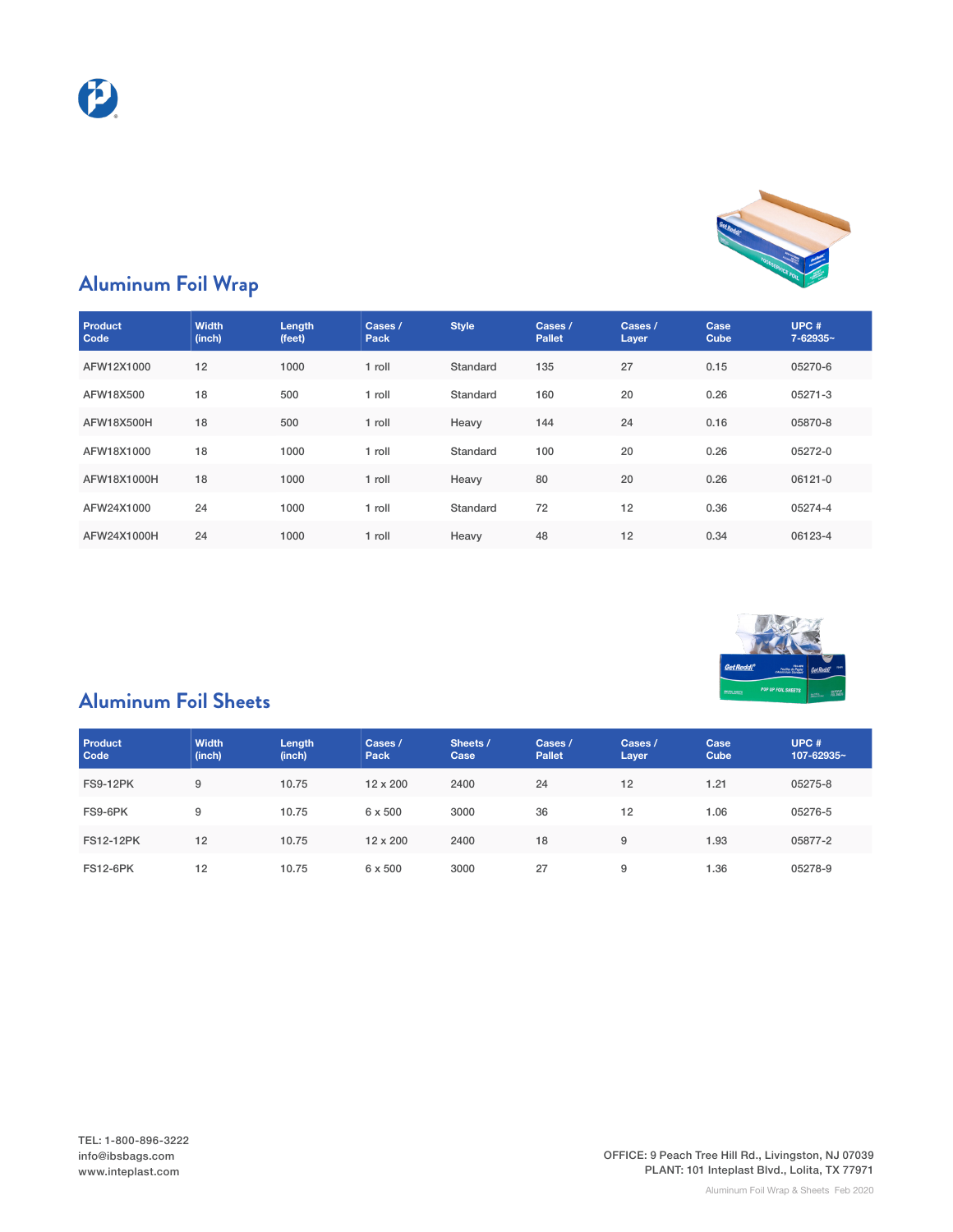## Aluminum Foil Wrap

| Product Code | Width (inch) | Length (feet) | Cases / Pack | Style | Cases / Pallet | Cases / Layer | Case Cube | UPC # 7-62935~ |
|---|---|---|---|---|---|---|---|---|
| AFW12X1000 | 12 | 1000 | 1 roll | Standard | 135 | 27 | 0.15 | 05270-6 |
| AFW18X500 | 18 | 500 | 1 roll | Standard | 160 | 20 | 0.26 | 05271-3 |
| AFW18X500H | 18 | 500 | 1 roll | Heavy | 144 | 24 | 0.16 | 05870-8 |
| AFW18X1000 | 18 | 1000 | 1 roll | Standard | 100 | 20 | 0.26 | 05272-0 |
| AFW18X1000H | 18 | 1000 | 1 roll | Heavy | 80 | 20 | 0.26 | 06121-0 |
| AFW24X1000 | 24 | 1000 | 1 roll | Standard | 72 | 12 | 0.36 | 05274-4 |
| AFW24X1000H | 24 | 1000 | 1 roll | Heavy | 48 | 12 | 0.34 | 06123-4 |

## Aluminum Foil Sheets

| Product Code | Width (inch) | Length (inch) | Cases / Pack | Sheets / Case | Cases / Pallet | Cases / Layer | Case Cube | UPC # 107-62935~ |
|---|---|---|---|---|---|---|---|---|
| FS9-12PK | 9 | 10.75 | 12 x 200 | 2400 | 24 | 12 | 1.21 | 05275-8 |
| FS9-6PK | 9 | 10.75 | 6 x 500 | 3000 | 36 | 12 | 1.06 | 05276-5 |
| FS12-12PK | 12 | 10.75 | 12 x 200 | 2400 | 18 | 9 | 1.93 | 05877-2 |
| FS12-6PK | 12 | 10.75 | 6 x 500 | 3000 | 27 | 9 | 1.36 | 05278-9 |

TEL: 1-800-896-3222
info@ibsbags.com
www.inteplast.com

OFFICE: 9 Peach Tree Hill Rd., Livingston, NJ 07039
PLANT: 101 Inteplast Blvd., Lolita, TX 77971

Aluminum Foil Wrap & Sheets Feb 2020